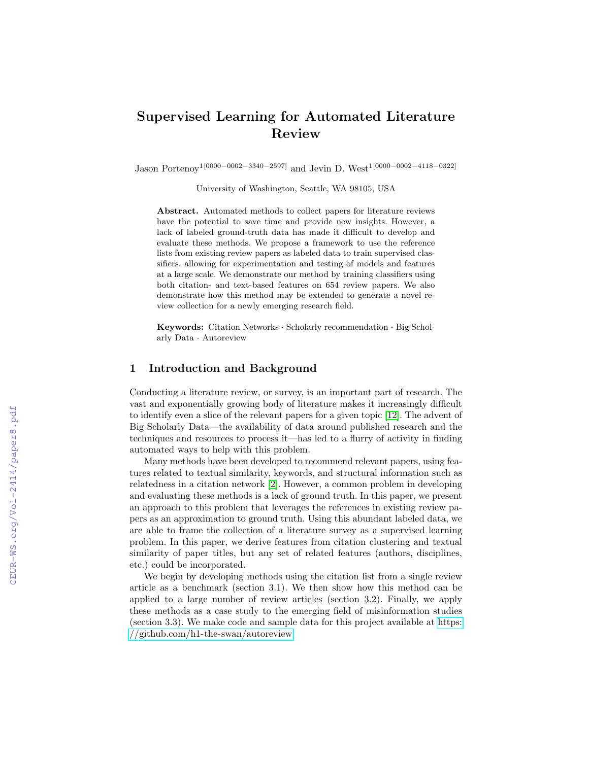# Supervised Learning for Automated Literature Review

Jason Portenoy[1 [0000-0002-3340-2597]] and Jevin D. West[1 [0000-0002-4118-0322]]

University of Washington, Seattle, WA 98105, USA

**Abstract.** Automated methods to collect papers for literature reviews have the potential to save time and provide new insights. However, a lack of labeled ground-truth data has made it difficult to develop and evaluate these methods. We propose a framework to use the reference lists from existing review papers as labeled data to train supervised classifiers, allowing for experimentation and testing of models and features at a large scale. We demonstrate our method by training classifiers using both citation- and text-based features on 654 review papers. We also demonstrate how this method may be extended to generate a novel review collection for a newly emerging research field.

**Keywords:** Citation Networks · Scholarly recommendation · Big Scholarly Data · Autoreview

## 1 Introduction and Background

Conducting a literature review, or survey, is an important part of research. The vast and exponentially growing body of literature makes it increasingly difficult to identify even a slice of the relevant papers for a given topic [12]. The advent of Big Scholarly Data—the availability of data around published research and the techniques and resources to process it—has led to a flurry of activity in finding automated ways to help with this problem.

Many methods have been developed to recommend relevant papers, using features related to textual similarity, keywords, and structural information such as relatedness in a citation network [2]. However, a common problem in developing and evaluating these methods is a lack of ground truth. In this paper, we present an approach to this problem that leverages the references in existing review papers as an approximation to ground truth. Using this abundant labeled data, we are able to frame the collection of a literature survey as a supervised learning problem. In this paper, we derive features from citation clustering and textual similarity of paper titles, but any set of related features (authors, disciplines, etc.) could be incorporated.

We begin by developing methods using the citation list from a single review article as a benchmark (section 3.1). We then show how this method can be applied to a large number of review articles (section 3.2). Finally, we apply these methods as a case study to the emerging field of misinformation studies (section 3.3). We make code and sample data for this project available at https://github.com/h1-the-swan/autoreview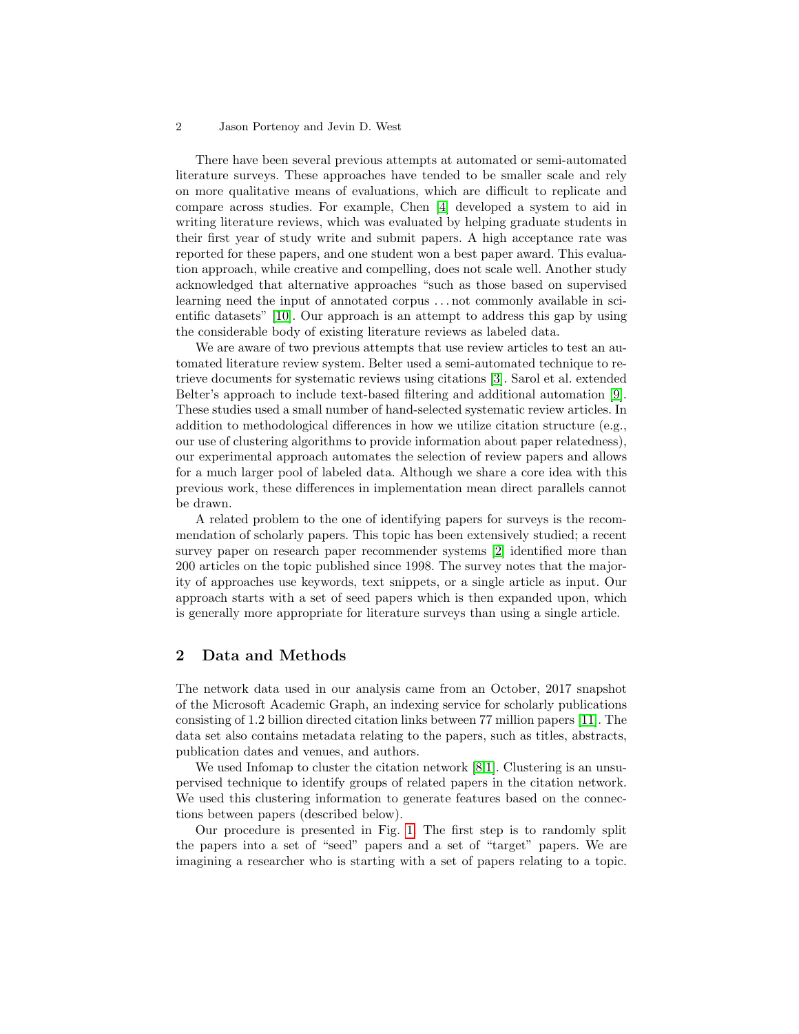There have been several previous attempts at automated or semi-automated literature surveys. These approaches have tended to be smaller scale and rely on more qualitative means of evaluations, which are difficult to replicate and compare across studies. For example, Chen [4] developed a system to aid in writing literature reviews, which was evaluated by helping graduate students in their first year of study write and submit papers. A high acceptance rate was reported for these papers, and one student won a best paper award. This evaluation approach, while creative and compelling, does not scale well. Another study acknowledged that alternative approaches "such as those based on supervised learning need the input of annotated corpus . . . not commonly available in scientific datasets" [10]. Our approach is an attempt to address this gap by using the considerable body of existing literature reviews as labeled data.

We are aware of two previous attempts that use review articles to test an automated literature review system. Belter used a semi-automated technique to retrieve documents for systematic reviews using citations [3]. Sarol et al. extended Belter's approach to include text-based filtering and additional automation [9]. These studies used a small number of hand-selected systematic review articles. In addition to methodological differences in how we utilize citation structure (e.g., our use of clustering algorithms to provide information about paper relatedness), our experimental approach automates the selection of review papers and allows for a much larger pool of labeled data. Although we share a core idea with this previous work, these differences in implementation mean direct parallels cannot be drawn.

A related problem to the one of identifying papers for surveys is the recommendation of scholarly papers. This topic has been extensively studied; a recent survey paper on research paper recommender systems [2] identified more than 200 articles on the topic published since 1998. The survey notes that the majority of approaches use keywords, text snippets, or a single article as input. Our approach starts with a set of seed papers which is then expanded upon, which is generally more appropriate for literature surveys than using a single article.

## 2 Data and Methods

The network data used in our analysis came from an October, 2017 snapshot of the Microsoft Academic Graph, an indexing service for scholarly publications consisting of 1.2 billion directed citation links between 77 million papers [11]. The data set also contains metadata relating to the papers, such as titles, abstracts, publication dates and venues, and authors.

We used Infomap to cluster the citation network [8,1]. Clustering is an unsupervised technique to identify groups of related papers in the citation network. We used this clustering information to generate features based on the connections between papers (described below).

Our procedure is presented in Fig. 1. The first step is to randomly split the papers into a set of "seed" papers and a set of "target" papers. We are imagining a researcher who is starting with a set of papers relating to a topic.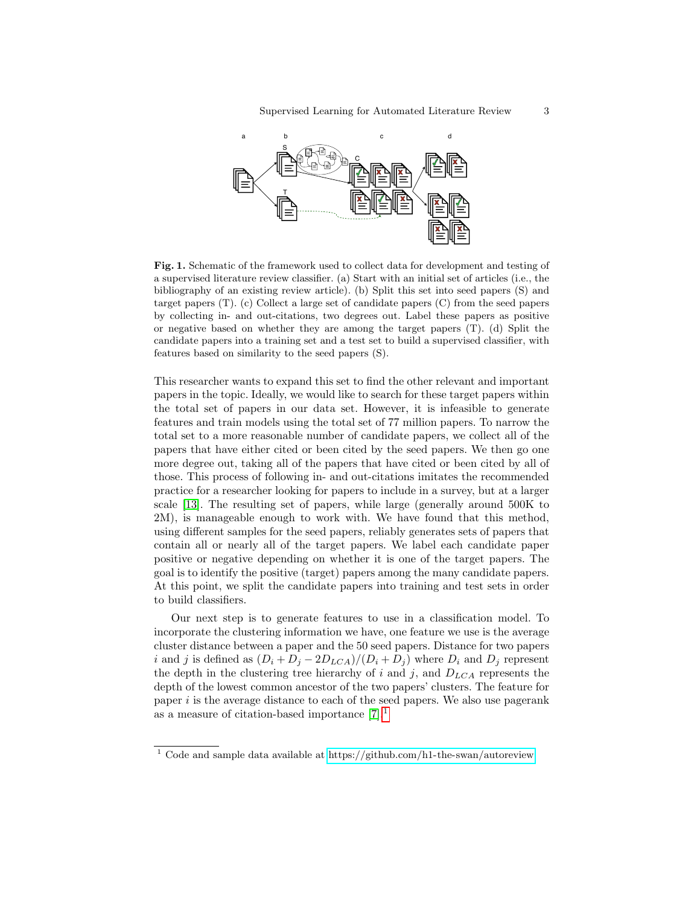**Fig. 1.** Schematic of the framework used to collect data for development and testing of a supervised literature review classifier. (a) Start with an initial set of articles (i.e., the bibliography of an existing review article). (b) Split this set into seed papers (S) and target papers (T). (c) Collect a large set of candidate papers (C) from the seed papers by collecting in- and out-citations, two degrees out. Label these papers as positive or negative based on whether they are among the target papers (T). (d) Split the candidate papers into a training set and a test set to build a supervised classifier, with features based on similarity to the seed papers (S).

This researcher wants to expand this set to find the other relevant and important papers in the topic. Ideally, we would like to search for these target papers within the total set of papers in our data set. However, it is infeasible to generate features and train models using the total set of 77 million papers. To narrow the total set to a more reasonable number of candidate papers, we collect all of the papers that have either cited or been cited by the seed papers. We then go one more degree out, taking all of the papers that have cited or been cited by all of those. This process of following in- and out-citations imitates the recommended practice for a researcher looking for papers to include in a survey, but at a larger scale [13]. The resulting set of papers, while large (generally around 500K to 2M), is manageable enough to work with. We have found that this method, using different samples for the seed papers, reliably generates sets of papers that contain all or nearly all of the target papers. We label each candidate paper positive or negative depending on whether it is one of the target papers. The goal is to identify the positive (target) papers among the many candidate papers. At this point, we split the candidate papers into training and test sets in order to build classifiers.

Our next step is to generate features to use in a classification model. To incorporate the clustering information we have, one feature we use is the average cluster distance between a paper and the 50 seed papers. Distance for two papers $i$ and $j$ is defined as $(D_i + D_j - 2D_{LCA})/(D_i + D_j)$ where $D_i$ and $D_j$ represent the depth in the clustering tree hierarchy of $i$ and $j$, and $D_{LCA}$ represents the depth of the lowest common ancestor of the two papers' clusters. The feature for paper $i$ is the average distance to each of the seed papers. We also use pagerank as a measure of citation-based importance [7].[1]

[1] Code and sample data available at https://github.com/h1-the-swan/autoreview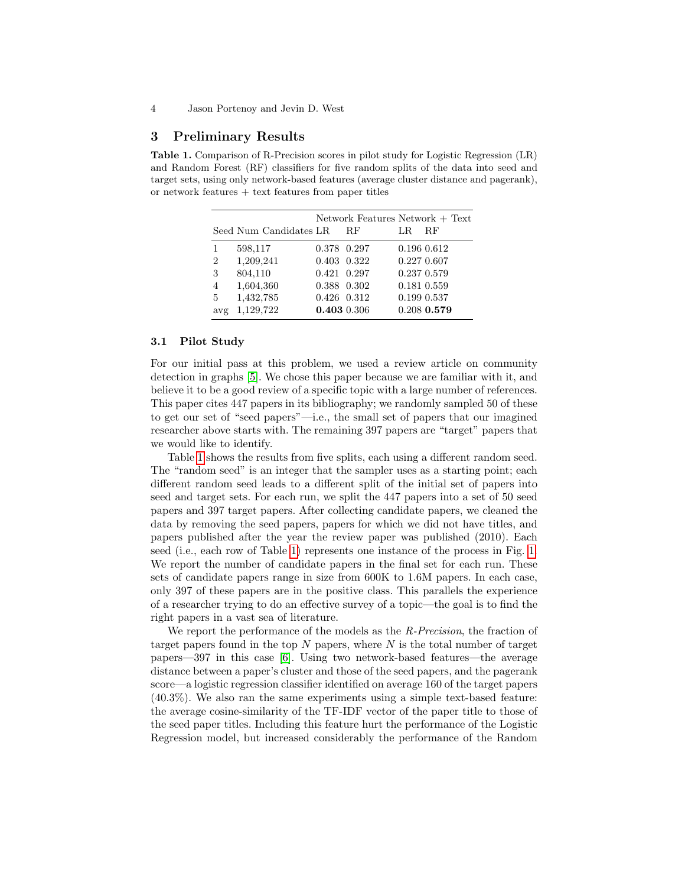## 3 Preliminary Results

**Table 1.** Comparison of R-Precision scores in pilot study for Logistic Regression (LR) and Random Forest (RF) classifiers for five random splits of the data into seed and target sets, using only network-based features (average cluster distance and pagerank), or network features + text features from paper titles

| | | Network Features | | Network + Text | |
|---|---|---|---|---|---|
| Seed | Num Candidates | LR | RF | LR | RF |
| 1 | 598,117 | 0.378 | 0.297 | 0.196 | 0.612 |
| 2 | 1,209,241 | 0.403 | 0.322 | 0.227 | 0.607 |
| 3 | 804,110 | 0.421 | 0.297 | 0.237 | 0.579 |
| 4 | 1,604,360 | 0.388 | 0.302 | 0.181 | 0.559 |
| 5 | 1,432,785 | 0.426 | 0.312 | 0.199 | 0.537 |
| avg | 1,129,722 | **0.403** | 0.306 | 0.208 | **0.579** |

### 3.1 Pilot Study

For our initial pass at this problem, we used a review article on community detection in graphs [5]. We chose this paper because we are familiar with it, and believe it to be a good review of a specific topic with a large number of references. This paper cites 447 papers in its bibliography; we randomly sampled 50 of these to get our set of "seed papers"—i.e., the small set of papers that our imagined researcher above starts with. The remaining 397 papers are "target" papers that we would like to identify.

Table 1 shows the results from five splits, each using a different random seed. The "random seed" is an integer that the sampler uses as a starting point; each different random seed leads to a different split of the initial set of papers into seed and target sets. For each run, we split the 447 papers into a set of 50 seed papers and 397 target papers. After collecting candidate papers, we cleaned the data by removing the seed papers, papers for which we did not have titles, and papers published after the year the review paper was published (2010). Each seed (i.e., each row of Table 1) represents one instance of the process in Fig. 1. We report the number of candidate papers in the final set for each run. These sets of candidate papers range in size from 600K to 1.6M papers. In each case, only 397 of these papers are in the positive class. This parallels the experience of a researcher trying to do an effective survey of a topic—the goal is to find the right papers in a vast sea of literature.

We report the performance of the models as the *R-Precision*, the fraction of target papers found in the top $N$ papers, where $N$ is the total number of target papers—397 in this case [6]. Using two network-based features—the average distance between a paper's cluster and those of the seed papers, and the pagerank score—a logistic regression classifier identified on average 160 of the target papers (40.3%). We also ran the same experiments using a simple text-based feature: the average cosine-similarity of the TF-IDF vector of the paper title to those of the seed paper titles. Including this feature hurt the performance of the Logistic Regression model, but increased considerably the performance of the Random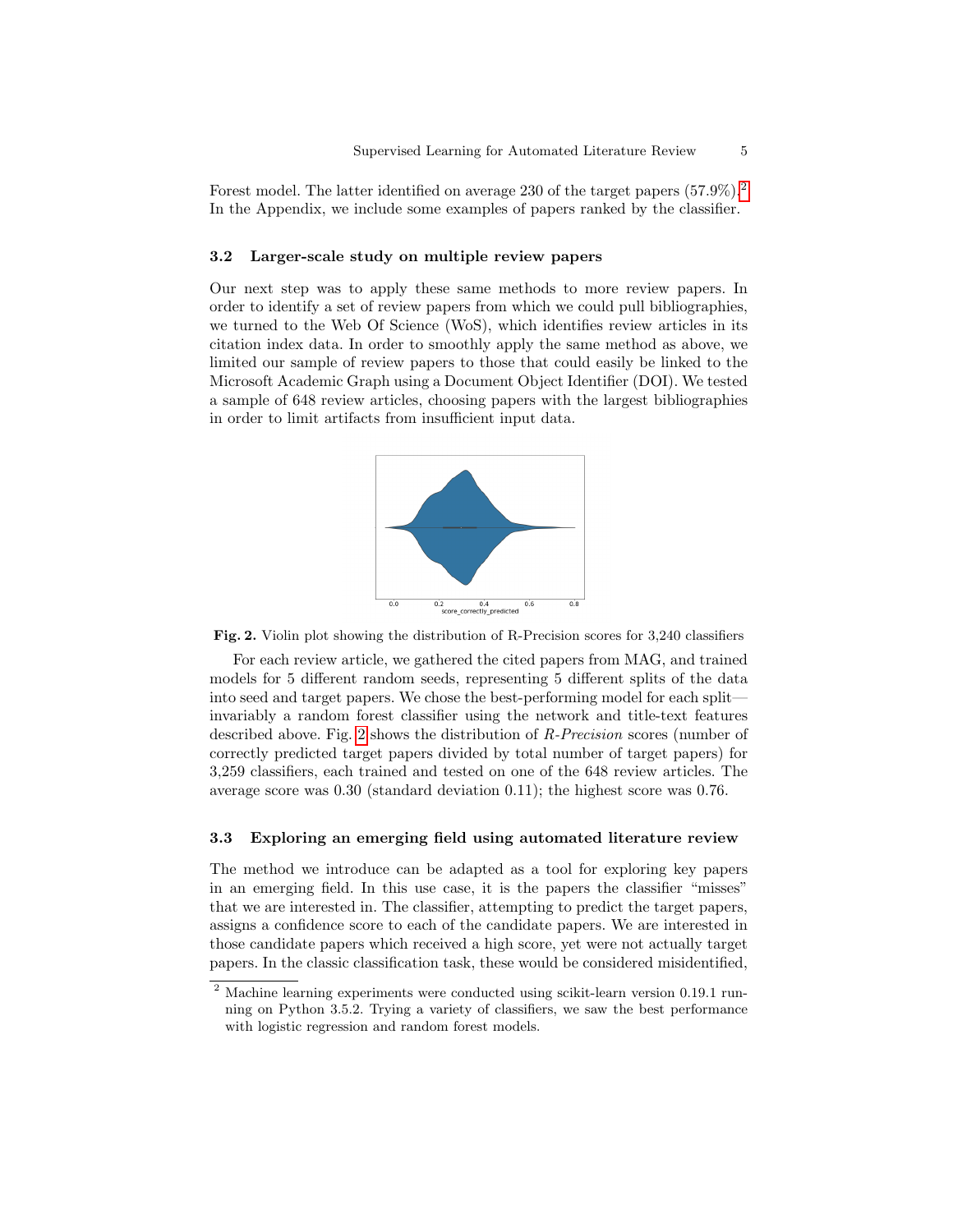Forest model. The latter identified on average 230 of the target papers (57.9%).[2] In the Appendix, we include some examples of papers ranked by the classifier.

### 3.2 Larger-scale study on multiple review papers

Our next step was to apply these same methods to more review papers. In order to identify a set of review papers from which we could pull bibliographies, we turned to the Web Of Science (WoS), which identifies review articles in its citation index data. In order to smoothly apply the same method as above, we limited our sample of review papers to those that could easily be linked to the Microsoft Academic Graph using a Document Object Identifier (DOI). We tested a sample of 648 review articles, choosing papers with the largest bibliographies in order to limit artifacts from insufficient input data.

**Fig. 2.** Violin plot showing the distribution of R-Precision scores for 3,240 classifiers

For each review article, we gathered the cited papers from MAG, and trained models for 5 different random seeds, representing 5 different splits of the data into seed and target papers. We chose the best-performing model for each split—invariably a random forest classifier using the network and title-text features described above. Fig. 2 shows the distribution of *R-Precision* scores (number of correctly predicted target papers divided by total number of target papers) for 3,259 classifiers, each trained and tested on one of the 648 review articles. The average score was 0.30 (standard deviation 0.11); the highest score was 0.76.

### 3.3 Exploring an emerging field using automated literature review

The method we introduce can be adapted as a tool for exploring key papers in an emerging field. In this use case, it is the papers the classifier "misses" that we are interested in. The classifier, attempting to predict the target papers, assigns a confidence score to each of the candidate papers. We are interested in those candidate papers which received a high score, yet were not actually target papers. In the classic classification task, these would be considered misidentified,

[2] Machine learning experiments were conducted using scikit-learn version 0.19.1 running on Python 3.5.2. Trying a variety of classifiers, we saw the best performance with logistic regression and random forest models.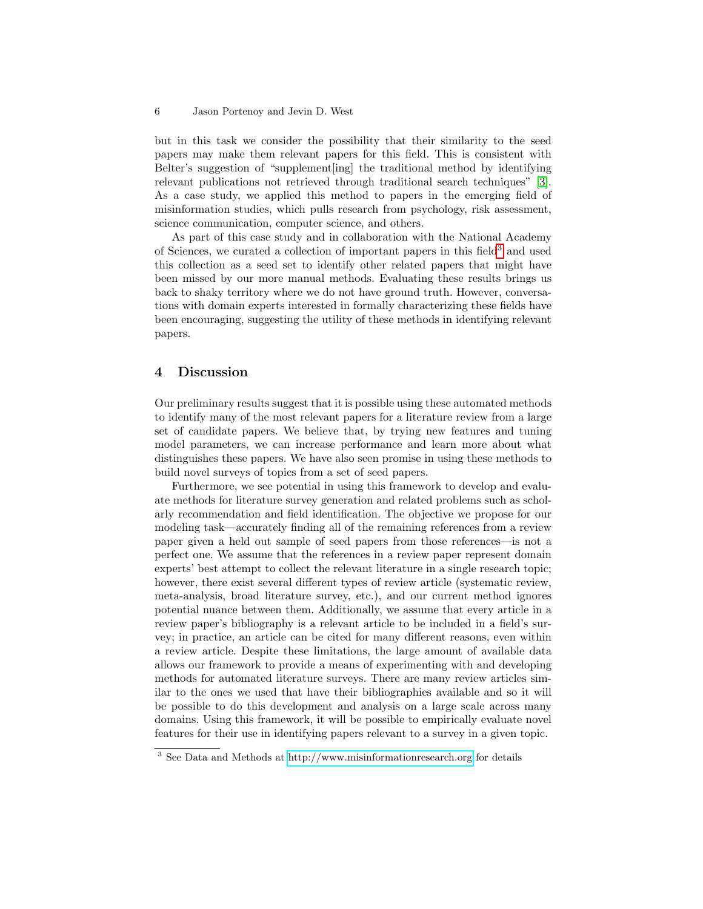but in this task we consider the possibility that their similarity to the seed papers may make them relevant papers for this field. This is consistent with Belter's suggestion of "supplement[ing] the traditional method by identifying relevant publications not retrieved through traditional search techniques" [3]. As a case study, we applied this method to papers in the emerging field of misinformation studies, which pulls research from psychology, risk assessment, science communication, computer science, and others.

As part of this case study and in collaboration with the National Academy of Sciences, we curated a collection of important papers in this field[3] and used this collection as a seed set to identify other related papers that might have been missed by our more manual methods. Evaluating these results brings us back to shaky territory where we do not have ground truth. However, conversations with domain experts interested in formally characterizing these fields have been encouraging, suggesting the utility of these methods in identifying relevant papers.

## 4 Discussion

Our preliminary results suggest that it is possible using these automated methods to identify many of the most relevant papers for a literature review from a large set of candidate papers. We believe that, by trying new features and tuning model parameters, we can increase performance and learn more about what distinguishes these papers. We have also seen promise in using these methods to build novel surveys of topics from a set of seed papers.

Furthermore, we see potential in using this framework to develop and evaluate methods for literature survey generation and related problems such as scholarly recommendation and field identification. The objective we propose for our modeling task—accurately finding all of the remaining references from a review paper given a held out sample of seed papers from those references—is not a perfect one. We assume that the references in a review paper represent domain experts' best attempt to collect the relevant literature in a single research topic; however, there exist several different types of review article (systematic review, meta-analysis, broad literature survey, etc.), and our current method ignores potential nuance between them. Additionally, we assume that every article in a review paper's bibliography is a relevant article to be included in a field's survey; in practice, an article can be cited for many different reasons, even within a review article. Despite these limitations, the large amount of available data allows our framework to provide a means of experimenting with and developing methods for automated literature surveys. There are many review articles similar to the ones we used that have their bibliographies available and so it will be possible to do this development and analysis on a large scale across many domains. Using this framework, it will be possible to empirically evaluate novel features for their use in identifying papers relevant to a survey in a given topic.

[3] See Data and Methods at http://www.misinformationresearch.org for details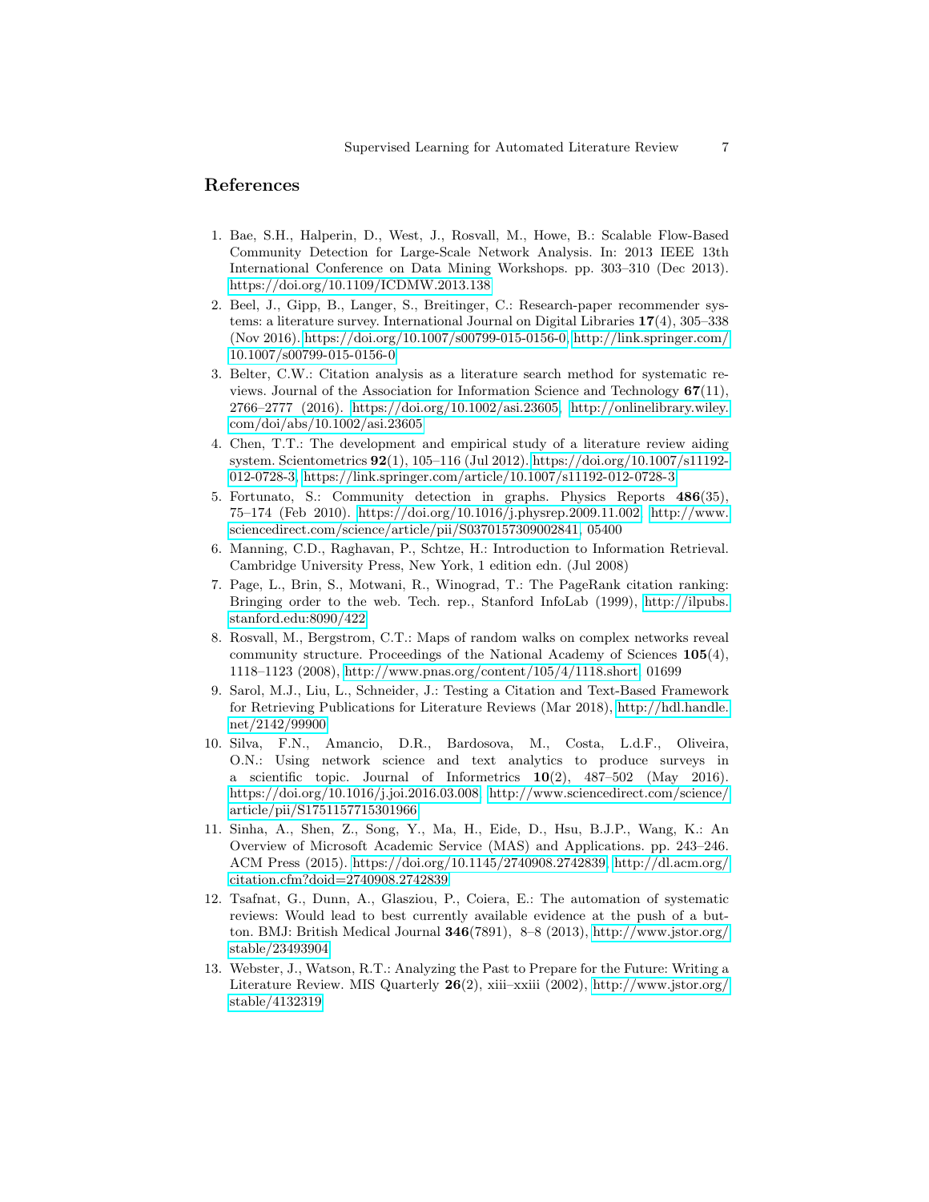## References

1. Bae, S.H., Halperin, D., West, J., Rosvall, M., Howe, B.: Scalable Flow-Based Community Detection for Large-Scale Network Analysis. In: 2013 IEEE 13th International Conference on Data Mining Workshops. pp. 303–310 (Dec 2013). https://doi.org/10.1109/ICDMW.2013.138
2. Beel, J., Gipp, B., Langer, S., Breitinger, C.: Research-paper recommender systems: a literature survey. International Journal on Digital Libraries **17**(4), 305–338 (Nov 2016). https://doi.org/10.1007/s00799-015-0156-0, http://link.springer.com/10.1007/s00799-015-0156-0
3. Belter, C.W.: Citation analysis as a literature search method for systematic reviews. Journal of the Association for Information Science and Technology **67**(11), 2766–2777 (2016). https://doi.org/10.1002/asi.23605, http://onlinelibrary.wiley.com/doi/abs/10.1002/asi.23605
4. Chen, T.T.: The development and empirical study of a literature review aiding system. Scientometrics **92**(1), 105–116 (Jul 2012). https://doi.org/10.1007/s11192-012-0728-3, https://link.springer.com/article/10.1007/s11192-012-0728-3
5. Fortunato, S.: Community detection in graphs. Physics Reports **486**(35), 75–174 (Feb 2010). https://doi.org/10.1016/j.physrep.2009.11.002, http://www.sciencedirect.com/science/article/pii/S0370157309002841, 05400
6. Manning, C.D., Raghavan, P., Schtze, H.: Introduction to Information Retrieval. Cambridge University Press, New York, 1 edition edn. (Jul 2008)
7. Page, L., Brin, S., Motwani, R., Winograd, T.: The PageRank citation ranking: Bringing order to the web. Tech. rep., Stanford InfoLab (1999), http://ilpubs.stanford.edu:8090/422
8. Rosvall, M., Bergstrom, C.T.: Maps of random walks on complex networks reveal community structure. Proceedings of the National Academy of Sciences **105**(4), 1118–1123 (2008), http://www.pnas.org/content/105/4/1118.short, 01699
9. Sarol, M.J., Liu, L., Schneider, J.: Testing a Citation and Text-Based Framework for Retrieving Publications for Literature Reviews (Mar 2018), http://hdl.handle.net/2142/99900
10. Silva, F.N., Amancio, D.R., Bardosova, M., Costa, L.d.F., Oliveira, O.N.: Using network science and text analytics to produce surveys in a scientific topic. Journal of Informetrics **10**(2), 487–502 (May 2016). https://doi.org/10.1016/j.joi.2016.03.008, http://www.sciencedirect.com/science/article/pii/S1751157715301966
11. Sinha, A., Shen, Z., Song, Y., Ma, H., Eide, D., Hsu, B.J.P., Wang, K.: An Overview of Microsoft Academic Service (MAS) and Applications. pp. 243–246. ACM Press (2015). https://doi.org/10.1145/2740908.2742839, http://dl.acm.org/citation.cfm?doid=2740908.2742839
12. Tsafnat, G., Dunn, A., Glasziou, P., Coiera, E.: The automation of systematic reviews: Would lead to best currently available evidence at the push of a button. BMJ: British Medical Journal **346**(7891), 8–8 (2013), http://www.jstor.org/stable/23493904
13. Webster, J., Watson, R.T.: Analyzing the Past to Prepare for the Future: Writing a Literature Review. MIS Quarterly **26**(2), xiii–xxiii (2002), http://www.jstor.org/stable/4132319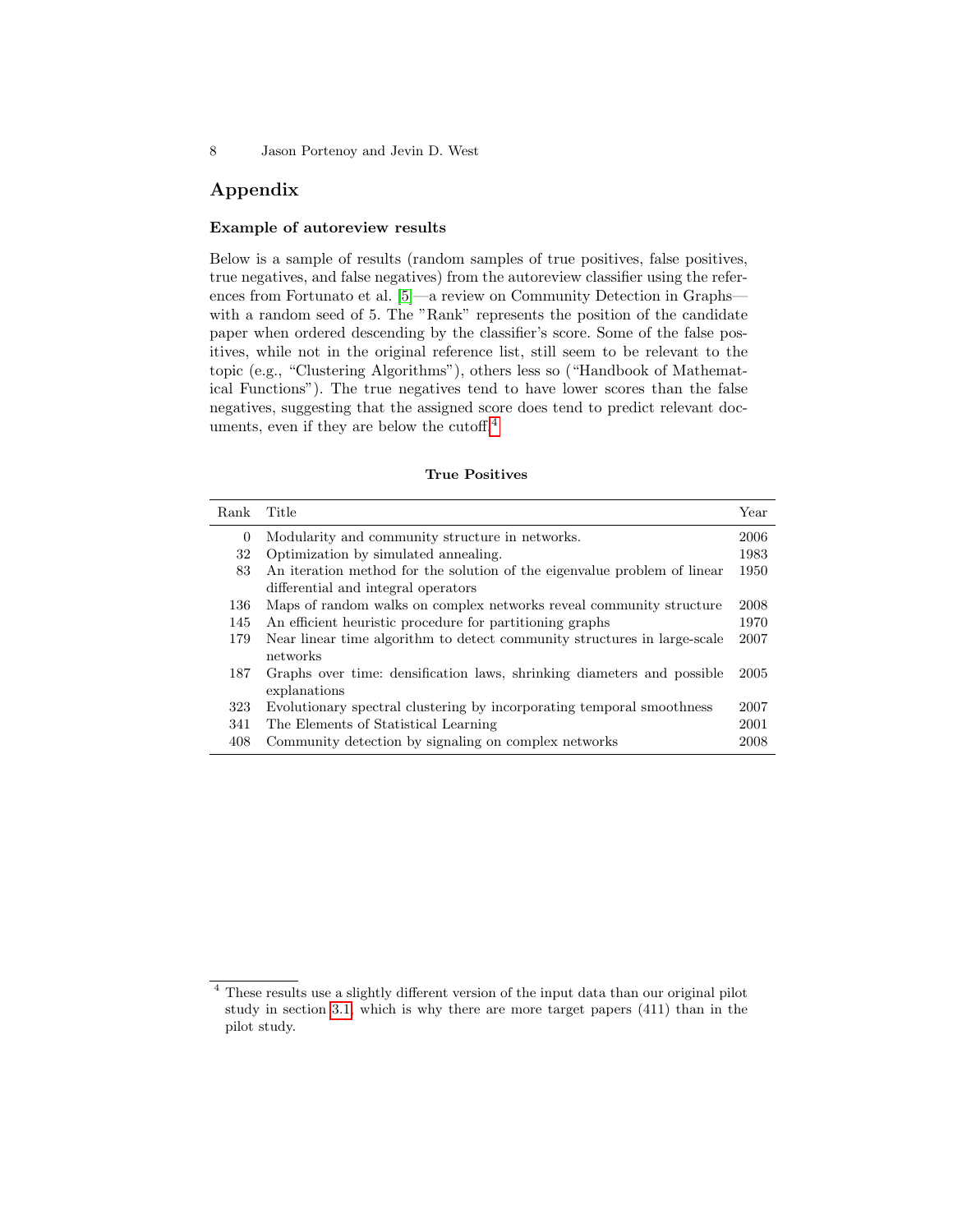## Appendix

### Example of autoreview results

Below is a sample of results (random samples of true positives, false positives, true negatives, and false negatives) from the autoreview classifier using the references from Fortunato et al. [5]—a review on Community Detection in Graphs—with a random seed of 5. The "Rank" represents the position of the candidate paper when ordered descending by the classifier's score. Some of the false positives, while not in the original reference list, still seem to be relevant to the topic (e.g., "Clustering Algorithms"), others less so ("Handbook of Mathematical Functions"). The true negatives tend to have lower scores than the false negatives, suggesting that the assigned score does tend to predict relevant documents, even if they are below the cutoff.[4]

**True Positives**

| Rank | Title | Year |
|---:|---|---|
| 0 | Modularity and community structure in networks. | 2006 |
| 32 | Optimization by simulated annealing. | 1983 |
| 83 | An iteration method for the solution of the eigenvalue problem of linear differential and integral operators | 1950 |
| 136 | Maps of random walks on complex networks reveal community structure | 2008 |
| 145 | An efficient heuristic procedure for partitioning graphs | 1970 |
| 179 | Near linear time algorithm to detect community structures in large-scale networks | 2007 |
| 187 | Graphs over time: densification laws, shrinking diameters and possible explanations | 2005 |
| 323 | Evolutionary spectral clustering by incorporating temporal smoothness | 2007 |
| 341 | The Elements of Statistical Learning | 2001 |
| 408 | Community detection by signaling on complex networks | 2008 |

[4] These results use a slightly different version of the input data than our original pilot study in section 3.1, which is why there are more target papers (411) than in the pilot study.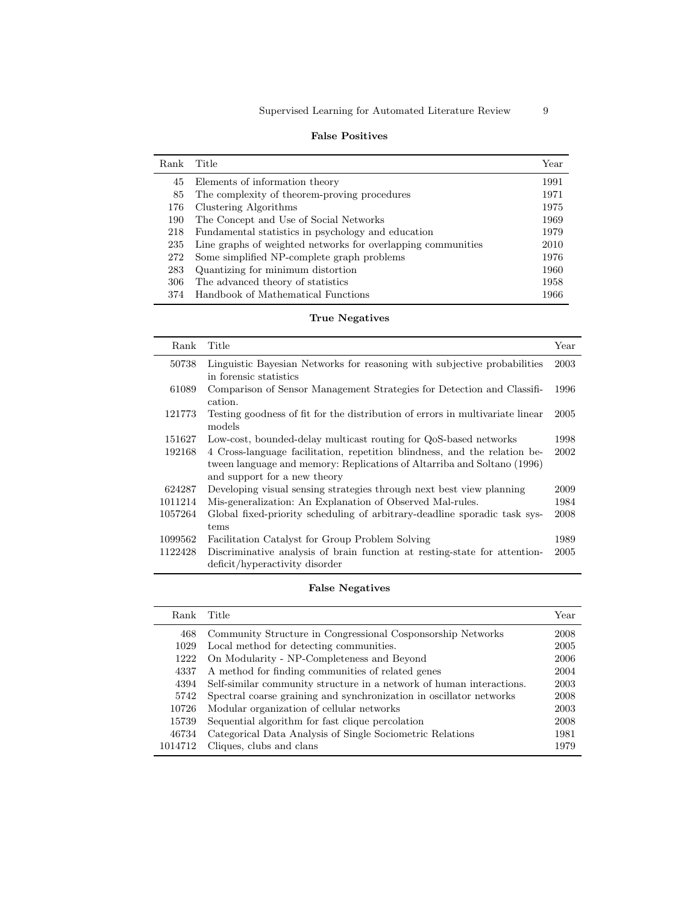**False Positives**

| Rank | Title | Year |
|---|---|---|
| 45 | Elements of information theory | 1991 |
| 85 | The complexity of theorem-proving procedures | 1971 |
| 176 | Clustering Algorithms | 1975 |
| 190 | The Concept and Use of Social Networks | 1969 |
| 218 | Fundamental statistics in psychology and education | 1979 |
| 235 | Line graphs of weighted networks for overlapping communities | 2010 |
| 272 | Some simplified NP-complete graph problems | 1976 |
| 283 | Quantizing for minimum distortion | 1960 |
| 306 | The advanced theory of statistics | 1958 |
| 374 | Handbook of Mathematical Functions | 1966 |

**True Negatives**

| Rank | Title | Year |
|---|---|---|
| 50738 | Linguistic Bayesian Networks for reasoning with subjective probabilities in forensic statistics | 2003 |
| 61089 | Comparison of Sensor Management Strategies for Detection and Classification. | 1996 |
| 121773 | Testing goodness of fit for the distribution of errors in multivariate linear models | 2005 |
| 151627 | Low-cost, bounded-delay multicast routing for QoS-based networks | 1998 |
| 192168 | 4 Cross-language facilitation, repetition blindness, and the relation between language and memory: Replications of Altarriba and Soltano (1996) and support for a new theory | 2002 |
| 624287 | Developing visual sensing strategies through next best view planning | 2009 |
| 1011214 | Mis-generalization: An Explanation of Observed Mal-rules. | 1984 |
| 1057264 | Global fixed-priority scheduling of arbitrary-deadline sporadic task systems | 2008 |
| 1099562 | Facilitation Catalyst for Group Problem Solving | 1989 |
| 1122428 | Discriminative analysis of brain function at resting-state for attention-deficit/hyperactivity disorder | 2005 |

**False Negatives**

| Rank | Title | Year |
|---|---|---|
| 468 | Community Structure in Congressional Cosponsorship Networks | 2008 |
| 1029 | Local method for detecting communities. | 2005 |
| 1222 | On Modularity - NP-Completeness and Beyond | 2006 |
| 4337 | A method for finding communities of related genes | 2004 |
| 4394 | Self-similar community structure in a network of human interactions. | 2003 |
| 5742 | Spectral coarse graining and synchronization in oscillator networks | 2008 |
| 10726 | Modular organization of cellular networks | 2003 |
| 15739 | Sequential algorithm for fast clique percolation | 2008 |
| 46734 | Categorical Data Analysis of Single Sociometric Relations | 1981 |
| 1014712 | Cliques, clubs and clans | 1979 |